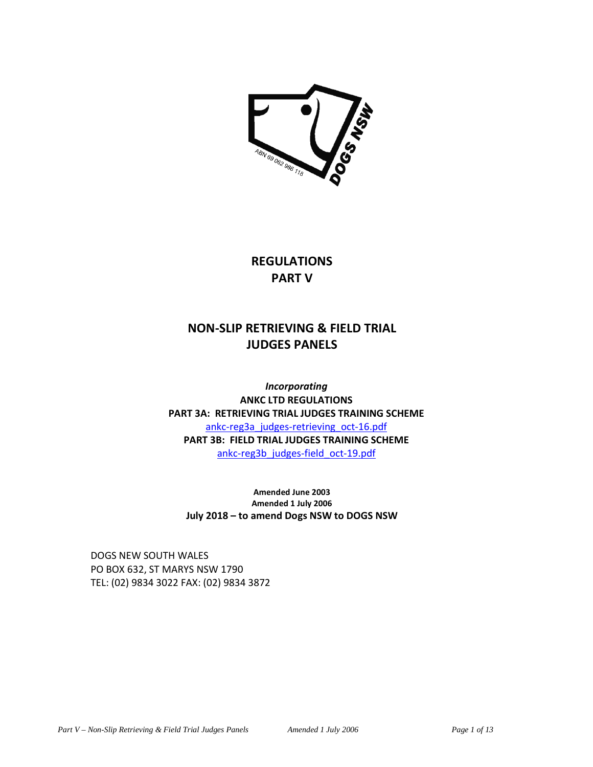# REGULATIONS
# PART V

## NON-SLIP RETRIEVING & FIELD TRIAL JUDGES PANELS

***Incorporating***

**ANKC LTD REGULATIONS**

**PART 3A: RETRIEVING TRIAL JUDGES TRAINING SCHEME**

ankc-reg3a_judges-retrieving_oct-16.pdf

**PART 3B: FIELD TRIAL JUDGES TRAINING SCHEME**

ankc-reg3b_judges-field_oct-19.pdf

**Amended June 2003**
**Amended 1 July 2006**
**July 2018 – to amend Dogs NSW to DOGS NSW**

DOGS NEW SOUTH WALES
PO BOX 632, ST MARYS NSW 1790
TEL: (02) 9834 3022 FAX: (02) 9834 3872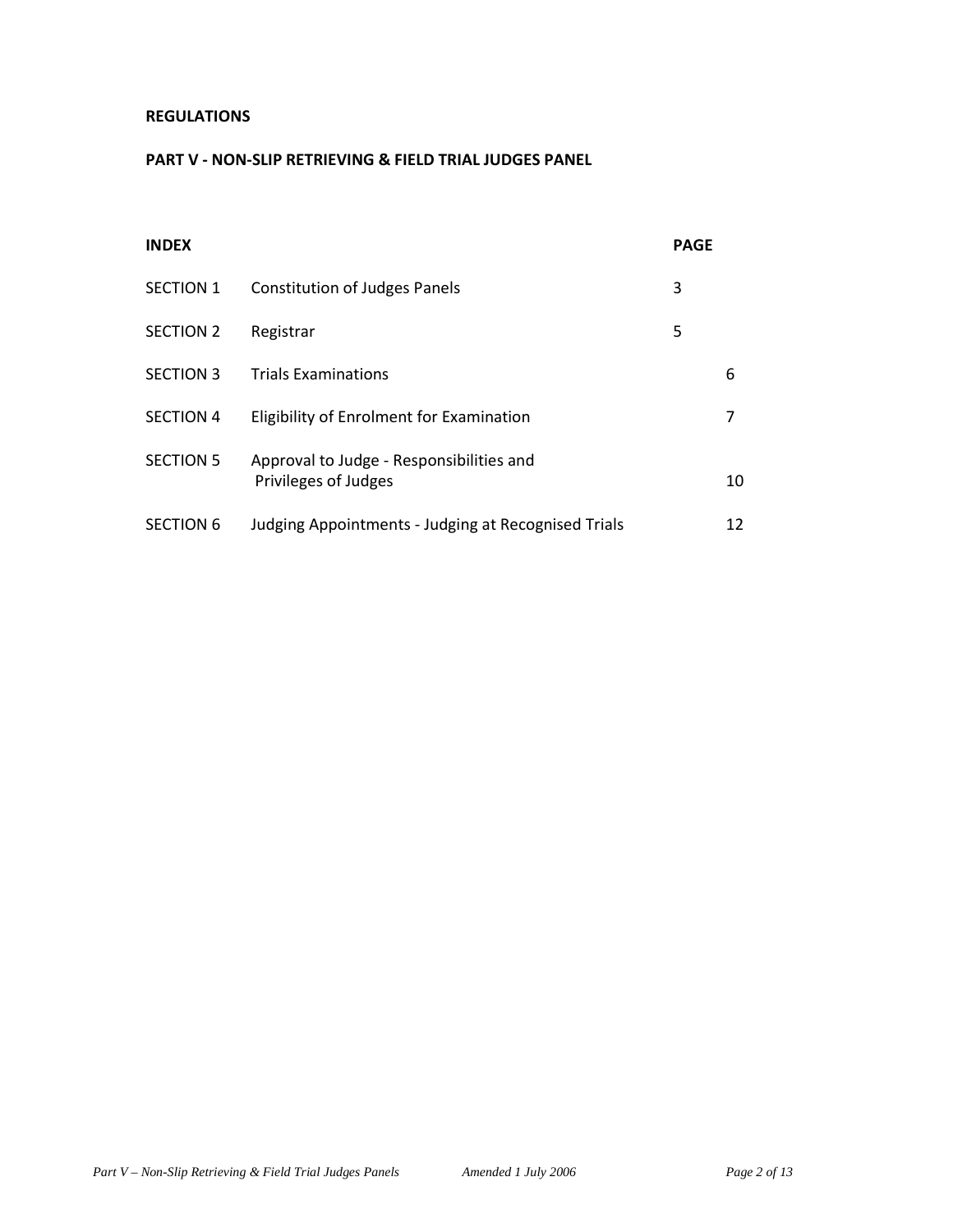**REGULATIONS**

**PART V - NON-SLIP RETRIEVING & FIELD TRIAL JUDGES PANEL**

| **INDEX** | | **PAGE** |
|---|---|---|
| SECTION 1 | Constitution of Judges Panels | 3 |
| SECTION 2 | Registrar | 5 |
| SECTION 3 | Trials Examinations | 6 |
| SECTION 4 | Eligibility of Enrolment for Examination | 7 |
| SECTION 5 | Approval to Judge - Responsibilities and Privileges of Judges | 10 |
| SECTION 6 | Judging Appointments - Judging at Recognised Trials | 12 |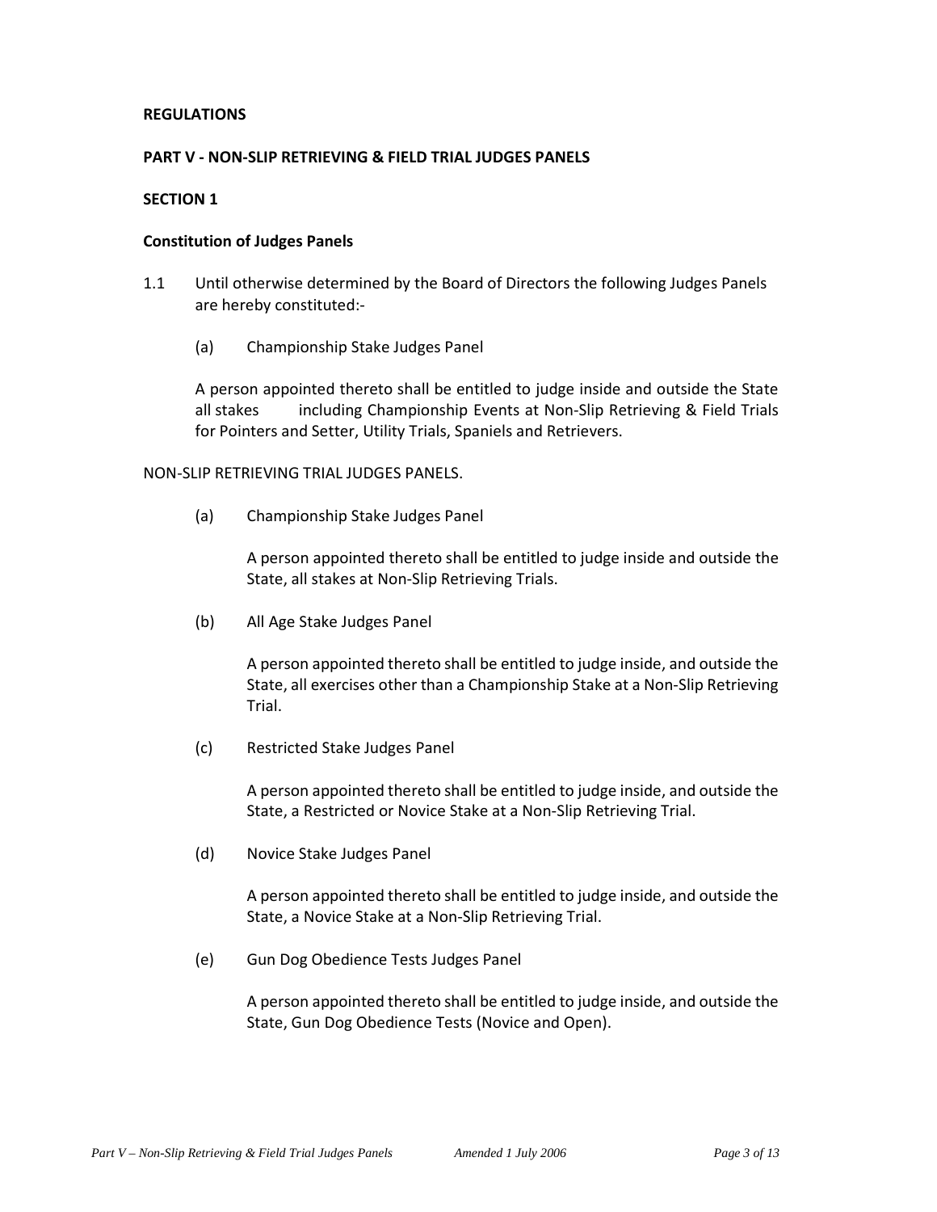**REGULATIONS**

**PART V - NON-SLIP RETRIEVING & FIELD TRIAL JUDGES PANELS**

**SECTION 1**

**Constitution of Judges Panels**

1.1 Until otherwise determined by the Board of Directors the following Judges Panels are hereby constituted:-

(a) Championship Stake Judges Panel

A person appointed thereto shall be entitled to judge inside and outside the State all stakes including Championship Events at Non-Slip Retrieving & Field Trials for Pointers and Setter, Utility Trials, Spaniels and Retrievers.

NON-SLIP RETRIEVING TRIAL JUDGES PANELS.

(a) Championship Stake Judges Panel

A person appointed thereto shall be entitled to judge inside and outside the State, all stakes at Non-Slip Retrieving Trials.

(b) All Age Stake Judges Panel

A person appointed thereto shall be entitled to judge inside, and outside the State, all exercises other than a Championship Stake at a Non-Slip Retrieving Trial.

(c) Restricted Stake Judges Panel

A person appointed thereto shall be entitled to judge inside, and outside the State, a Restricted or Novice Stake at a Non-Slip Retrieving Trial.

(d) Novice Stake Judges Panel

A person appointed thereto shall be entitled to judge inside, and outside the State, a Novice Stake at a Non-Slip Retrieving Trial.

(e) Gun Dog Obedience Tests Judges Panel

A person appointed thereto shall be entitled to judge inside, and outside the State, Gun Dog Obedience Tests (Novice and Open).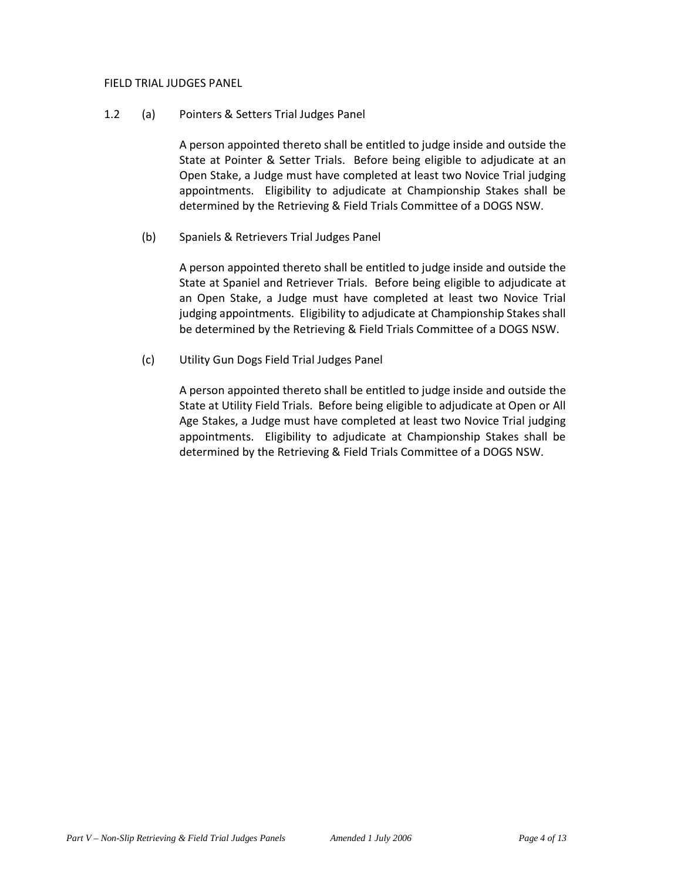## FIELD TRIAL JUDGES PANEL

1.2 (a) Pointers & Setters Trial Judges Panel

A person appointed thereto shall be entitled to judge inside and outside the State at Pointer & Setter Trials. Before being eligible to adjudicate at an Open Stake, a Judge must have completed at least two Novice Trial judging appointments. Eligibility to adjudicate at Championship Stakes shall be determined by the Retrieving & Field Trials Committee of a DOGS NSW.

(b) Spaniels & Retrievers Trial Judges Panel

A person appointed thereto shall be entitled to judge inside and outside the State at Spaniel and Retriever Trials. Before being eligible to adjudicate at an Open Stake, a Judge must have completed at least two Novice Trial judging appointments. Eligibility to adjudicate at Championship Stakes shall be determined by the Retrieving & Field Trials Committee of a DOGS NSW.

(c) Utility Gun Dogs Field Trial Judges Panel

A person appointed thereto shall be entitled to judge inside and outside the State at Utility Field Trials. Before being eligible to adjudicate at Open or All Age Stakes, a Judge must have completed at least two Novice Trial judging appointments. Eligibility to adjudicate at Championship Stakes shall be determined by the Retrieving & Field Trials Committee of a DOGS NSW.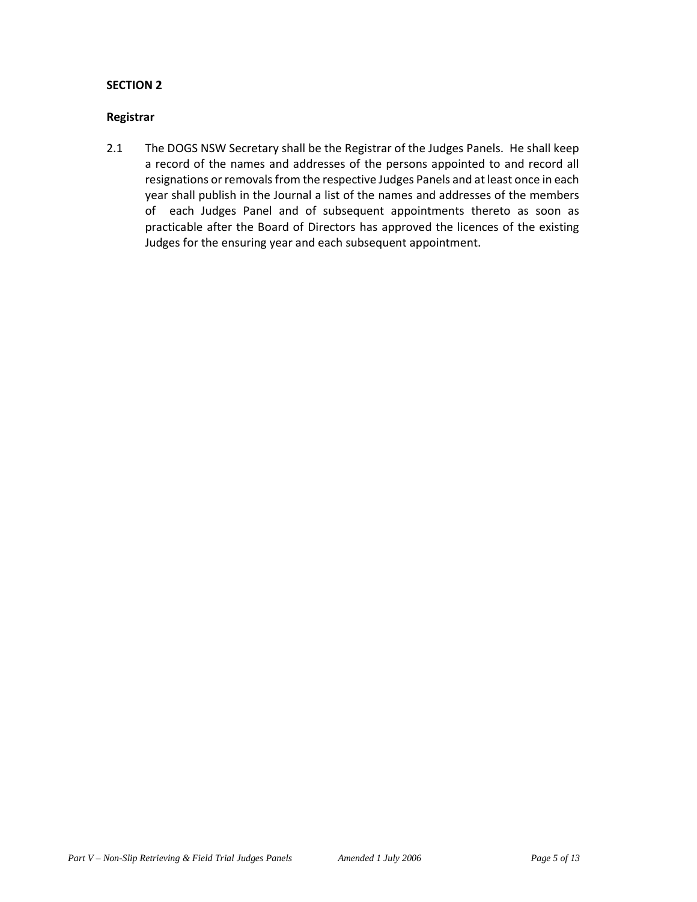**SECTION 2**

**Registrar**

2.1 The DOGS NSW Secretary shall be the Registrar of the Judges Panels. He shall keep a record of the names and addresses of the persons appointed to and record all resignations or removals from the respective Judges Panels and at least once in each year shall publish in the Journal a list of the names and addresses of the members of each Judges Panel and of subsequent appointments thereto as soon as practicable after the Board of Directors has approved the licences of the existing Judges for the ensuring year and each subsequent appointment.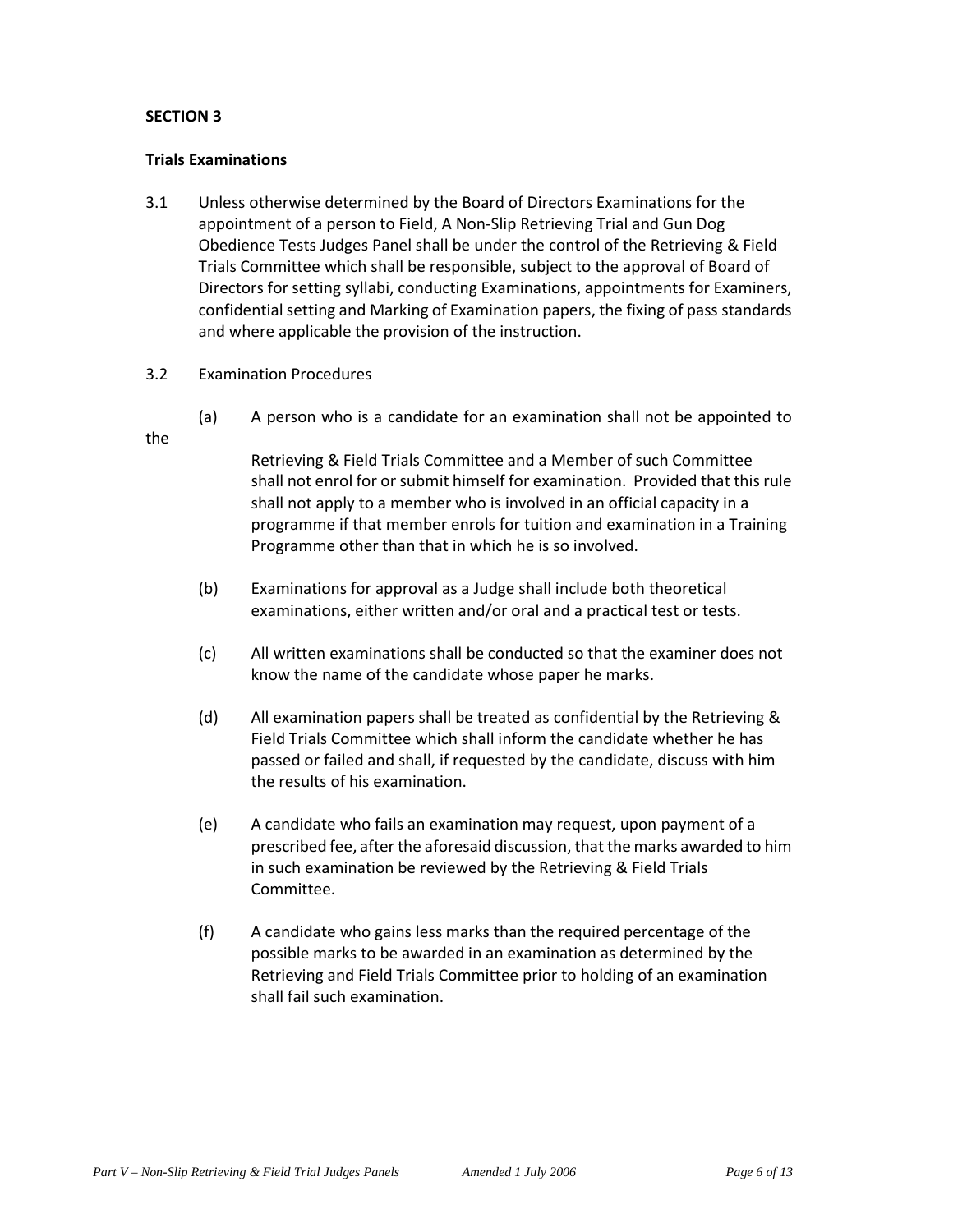**SECTION 3**

**Trials Examinations**

3.1 Unless otherwise determined by the Board of Directors Examinations for the appointment of a person to Field, A Non-Slip Retrieving Trial and Gun Dog Obedience Tests Judges Panel shall be under the control of the Retrieving & Field Trials Committee which shall be responsible, subject to the approval of Board of Directors for setting syllabi, conducting Examinations, appointments for Examiners, confidential setting and Marking of Examination papers, the fixing of pass standards and where applicable the provision of the instruction.

3.2 Examination Procedures

(a) A person who is a candidate for an examination shall not be appointed to the Retrieving & Field Trials Committee and a Member of such Committee shall not enrol for or submit himself for examination. Provided that this rule shall not apply to a member who is involved in an official capacity in a programme if that member enrols for tuition and examination in a Training Programme other than that in which he is so involved.

(b) Examinations for approval as a Judge shall include both theoretical examinations, either written and/or oral and a practical test or tests.

(c) All written examinations shall be conducted so that the examiner does not know the name of the candidate whose paper he marks.

(d) All examination papers shall be treated as confidential by the Retrieving & Field Trials Committee which shall inform the candidate whether he has passed or failed and shall, if requested by the candidate, discuss with him the results of his examination.

(e) A candidate who fails an examination may request, upon payment of a prescribed fee, after the aforesaid discussion, that the marks awarded to him in such examination be reviewed by the Retrieving & Field Trials Committee.

(f) A candidate who gains less marks than the required percentage of the possible marks to be awarded in an examination as determined by the Retrieving and Field Trials Committee prior to holding of an examination shall fail such examination.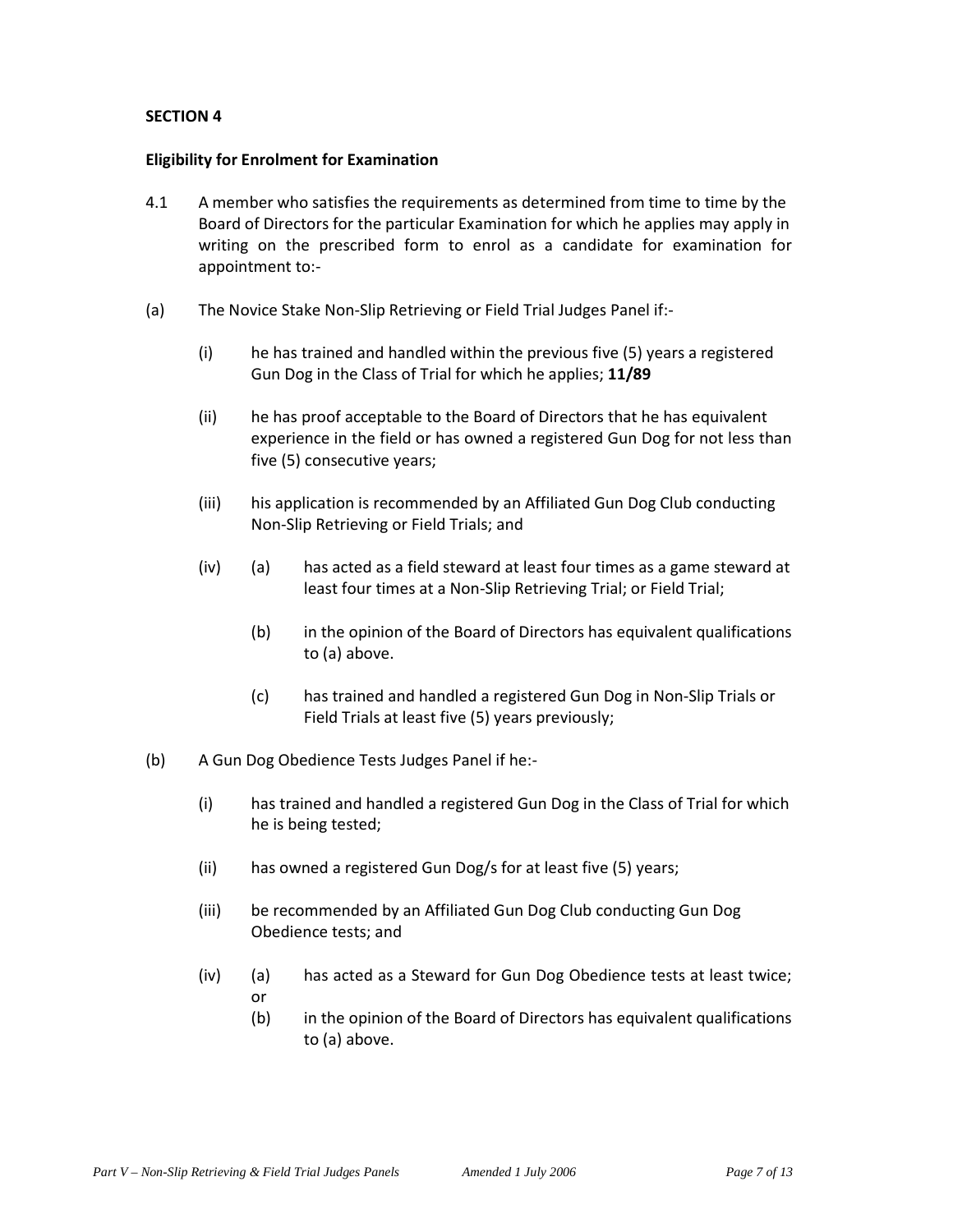**SECTION 4**

**Eligibility for Enrolment for Examination**

4.1 A member who satisfies the requirements as determined from time to time by the Board of Directors for the particular Examination for which he applies may apply in writing on the prescribed form to enrol as a candidate for examination for appointment to:-

(a) The Novice Stake Non-Slip Retrieving or Field Trial Judges Panel if:-

- (i) he has trained and handled within the previous five (5) years a registered Gun Dog in the Class of Trial for which he applies; **11/89**
- (ii) he has proof acceptable to the Board of Directors that he has equivalent experience in the field or has owned a registered Gun Dog for not less than five (5) consecutive years;
- (iii) his application is recommended by an Affiliated Gun Dog Club conducting Non-Slip Retrieving or Field Trials; and
- (iv) (a) has acted as a field steward at least four times as a game steward at least four times at a Non-Slip Retrieving Trial; or Field Trial;
  - (b) in the opinion of the Board of Directors has equivalent qualifications to (a) above.
  - (c) has trained and handled a registered Gun Dog in Non-Slip Trials or Field Trials at least five (5) years previously;

(b) A Gun Dog Obedience Tests Judges Panel if he:-

- (i) has trained and handled a registered Gun Dog in the Class of Trial for which he is being tested;
- (ii) has owned a registered Gun Dog/s for at least five (5) years;
- (iii) be recommended by an Affiliated Gun Dog Club conducting Gun Dog Obedience tests; and
- (iv) (a) has acted as a Steward for Gun Dog Obedience tests at least twice; or
  - (b) in the opinion of the Board of Directors has equivalent qualifications to (a) above.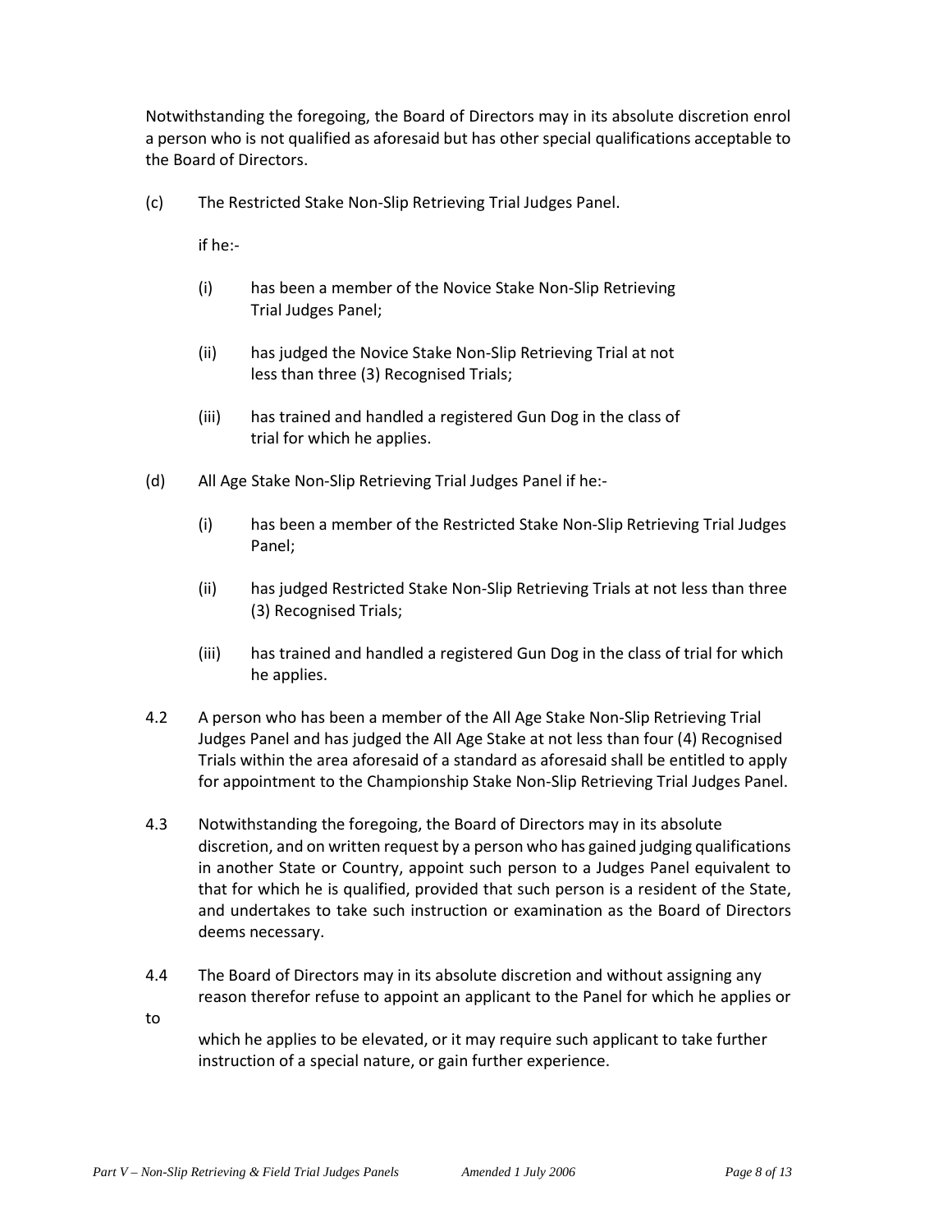Notwithstanding the foregoing, the Board of Directors may in its absolute discretion enrol a person who is not qualified as aforesaid but has other special qualifications acceptable to the Board of Directors.

(c) The Restricted Stake Non-Slip Retrieving Trial Judges Panel.

if he:-

(i) has been a member of the Novice Stake Non-Slip Retrieving Trial Judges Panel;

(ii) has judged the Novice Stake Non-Slip Retrieving Trial at not less than three (3) Recognised Trials;

(iii) has trained and handled a registered Gun Dog in the class of trial for which he applies.

(d) All Age Stake Non-Slip Retrieving Trial Judges Panel if he:-

(i) has been a member of the Restricted Stake Non-Slip Retrieving Trial Judges Panel;

(ii) has judged Restricted Stake Non-Slip Retrieving Trials at not less than three (3) Recognised Trials;

(iii) has trained and handled a registered Gun Dog in the class of trial for which he applies.

4.2 A person who has been a member of the All Age Stake Non-Slip Retrieving Trial Judges Panel and has judged the All Age Stake at not less than four (4) Recognised Trials within the area aforesaid of a standard as aforesaid shall be entitled to apply for appointment to the Championship Stake Non-Slip Retrieving Trial Judges Panel.

4.3 Notwithstanding the foregoing, the Board of Directors may in its absolute discretion, and on written request by a person who has gained judging qualifications in another State or Country, appoint such person to a Judges Panel equivalent to that for which he is qualified, provided that such person is a resident of the State, and undertakes to take such instruction or examination as the Board of Directors deems necessary.

4.4 The Board of Directors may in its absolute discretion and without assigning any reason therefor refuse to appoint an applicant to the Panel for which he applies or to which he applies to be elevated, or it may require such applicant to take further instruction of a special nature, or gain further experience.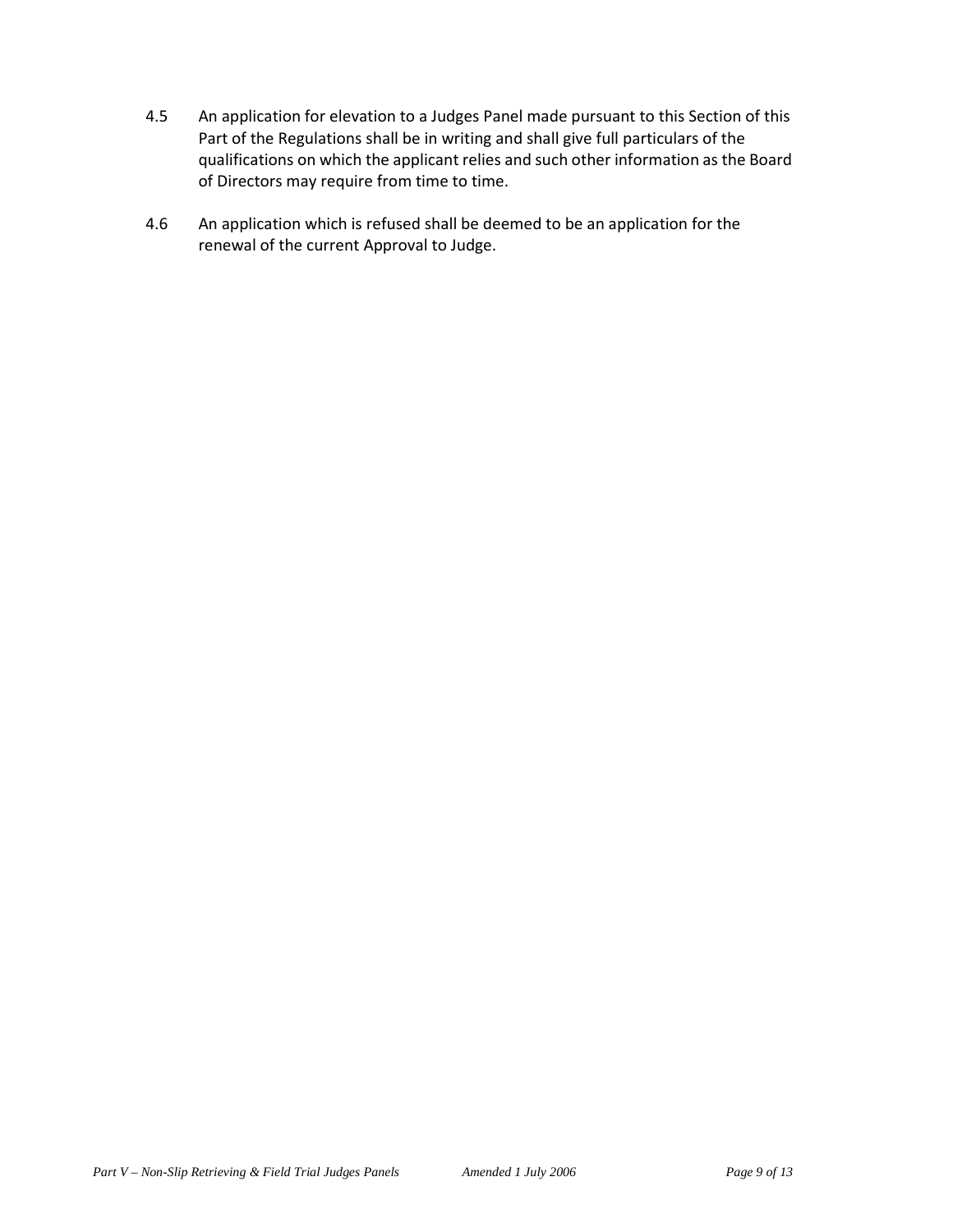4.5 An application for elevation to a Judges Panel made pursuant to this Section of this Part of the Regulations shall be in writing and shall give full particulars of the qualifications on which the applicant relies and such other information as the Board of Directors may require from time to time.

4.6 An application which is refused shall be deemed to be an application for the renewal of the current Approval to Judge.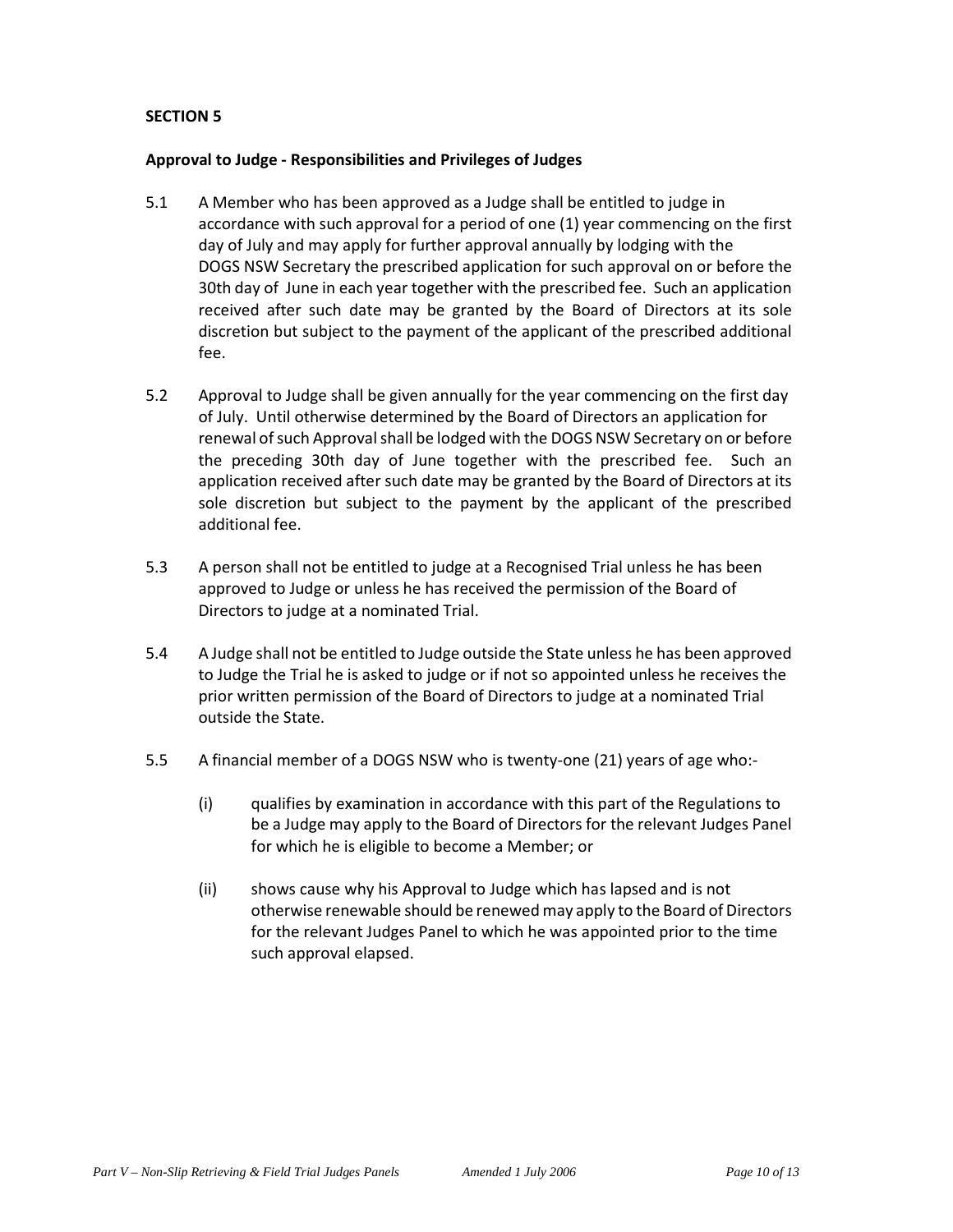**SECTION 5**

**Approval to Judge - Responsibilities and Privileges of Judges**

5.1 A Member who has been approved as a Judge shall be entitled to judge in accordance with such approval for a period of one (1) year commencing on the first day of July and may apply for further approval annually by lodging with the DOGS NSW Secretary the prescribed application for such approval on or before the 30th day of June in each year together with the prescribed fee. Such an application received after such date may be granted by the Board of Directors at its sole discretion but subject to the payment of the applicant of the prescribed additional fee.

5.2 Approval to Judge shall be given annually for the year commencing on the first day of July. Until otherwise determined by the Board of Directors an application for renewal of such Approval shall be lodged with the DOGS NSW Secretary on or before the preceding 30th day of June together with the prescribed fee. Such an application received after such date may be granted by the Board of Directors at its sole discretion but subject to the payment by the applicant of the prescribed additional fee.

5.3 A person shall not be entitled to judge at a Recognised Trial unless he has been approved to Judge or unless he has received the permission of the Board of Directors to judge at a nominated Trial.

5.4 A Judge shall not be entitled to Judge outside the State unless he has been approved to Judge the Trial he is asked to judge or if not so appointed unless he receives the prior written permission of the Board of Directors to judge at a nominated Trial outside the State.

5.5 A financial member of a DOGS NSW who is twenty-one (21) years of age who:-

(i) qualifies by examination in accordance with this part of the Regulations to be a Judge may apply to the Board of Directors for the relevant Judges Panel for which he is eligible to become a Member; or

(ii) shows cause why his Approval to Judge which has lapsed and is not otherwise renewable should be renewed may apply to the Board of Directors for the relevant Judges Panel to which he was appointed prior to the time such approval elapsed.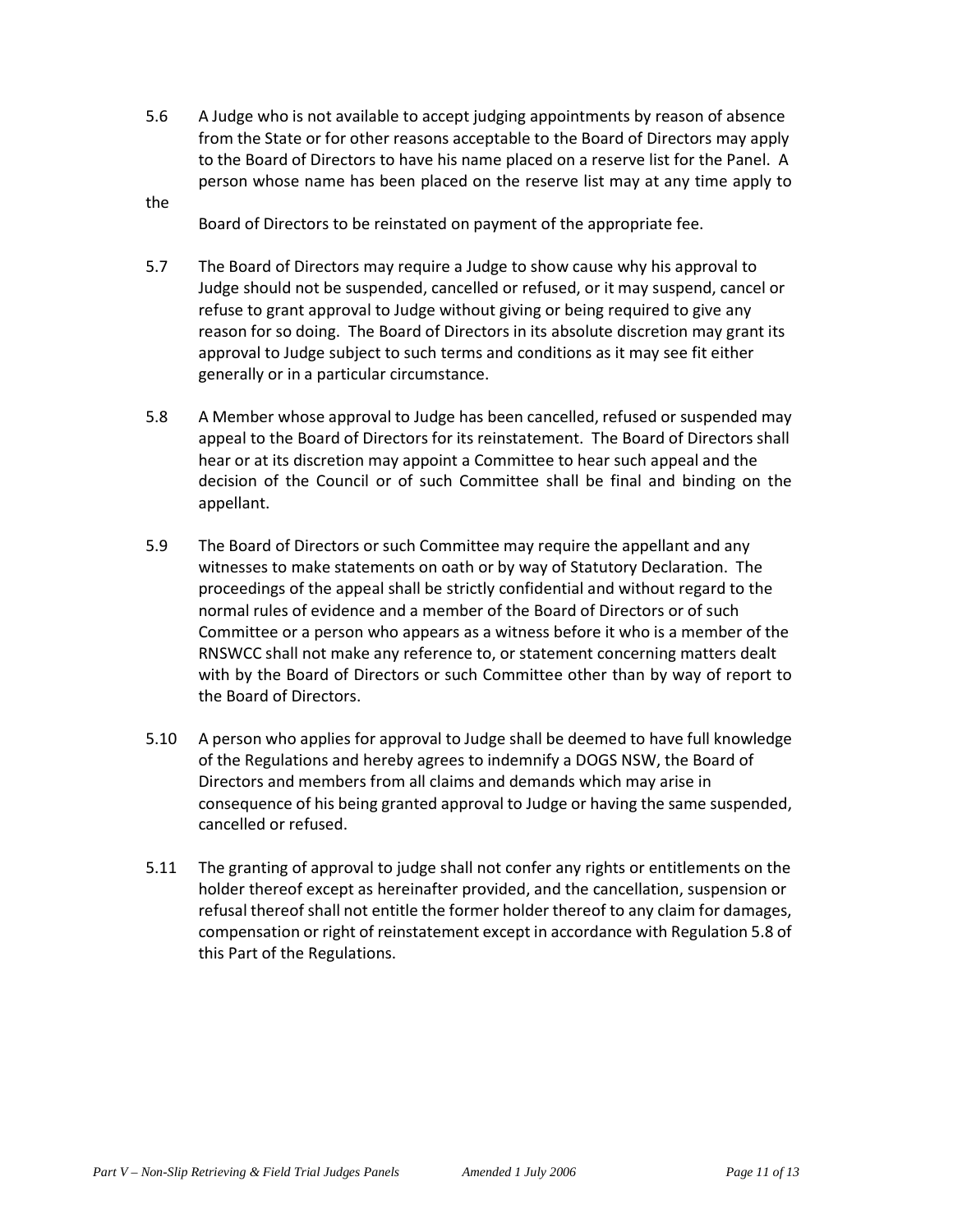5.6 A Judge who is not available to accept judging appointments by reason of absence from the State or for other reasons acceptable to the Board of Directors may apply to the Board of Directors to have his name placed on a reserve list for the Panel. A person whose name has been placed on the reserve list may at any time apply to the Board of Directors to be reinstated on payment of the appropriate fee.

5.7 The Board of Directors may require a Judge to show cause why his approval to Judge should not be suspended, cancelled or refused, or it may suspend, cancel or refuse to grant approval to Judge without giving or being required to give any reason for so doing. The Board of Directors in its absolute discretion may grant its approval to Judge subject to such terms and conditions as it may see fit either generally or in a particular circumstance.

5.8 A Member whose approval to Judge has been cancelled, refused or suspended may appeal to the Board of Directors for its reinstatement. The Board of Directors shall hear or at its discretion may appoint a Committee to hear such appeal and the decision of the Council or of such Committee shall be final and binding on the appellant.

5.9 The Board of Directors or such Committee may require the appellant and any witnesses to make statements on oath or by way of Statutory Declaration. The proceedings of the appeal shall be strictly confidential and without regard to the normal rules of evidence and a member of the Board of Directors or of such Committee or a person who appears as a witness before it who is a member of the RNSWCC shall not make any reference to, or statement concerning matters dealt with by the Board of Directors or such Committee other than by way of report to the Board of Directors.

5.10 A person who applies for approval to Judge shall be deemed to have full knowledge of the Regulations and hereby agrees to indemnify a DOGS NSW, the Board of Directors and members from all claims and demands which may arise in consequence of his being granted approval to Judge or having the same suspended, cancelled or refused.

5.11 The granting of approval to judge shall not confer any rights or entitlements on the holder thereof except as hereinafter provided, and the cancellation, suspension or refusal thereof shall not entitle the former holder thereof to any claim for damages, compensation or right of reinstatement except in accordance with Regulation 5.8 of this Part of the Regulations.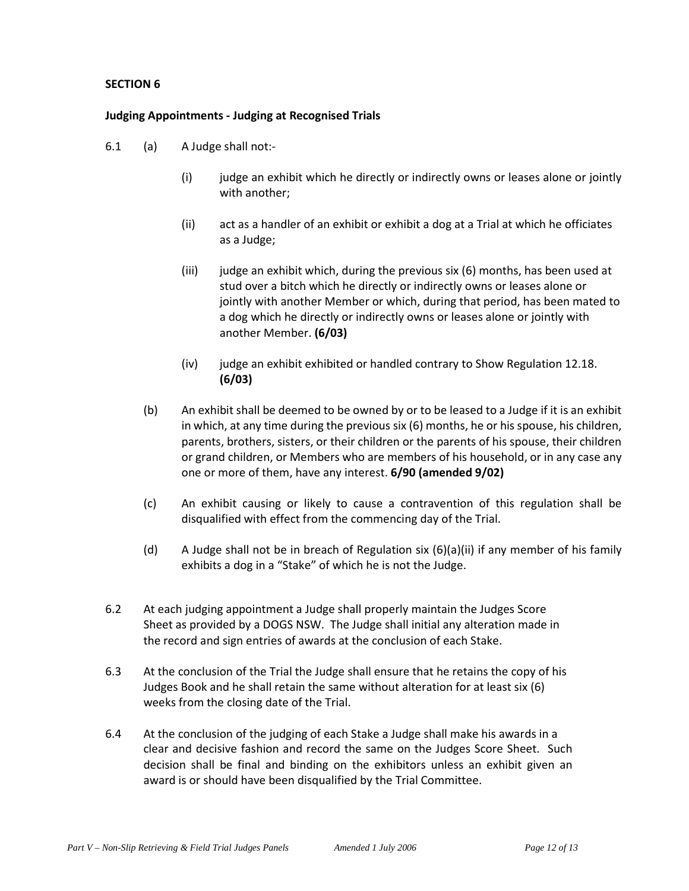**SECTION 6**

**Judging Appointments - Judging at Recognised Trials**

6.1 (a) A Judge shall not:-

(i) judge an exhibit which he directly or indirectly owns or leases alone or jointly with another;

(ii) act as a handler of an exhibit or exhibit a dog at a Trial at which he officiates as a Judge;

(iii) judge an exhibit which, during the previous six (6) months, has been used at stud over a bitch which he directly or indirectly owns or leases alone or jointly with another Member or which, during that period, has been mated to a dog which he directly or indirectly owns or leases alone or jointly with another Member. **(6/03)**

(iv) judge an exhibit exhibited or handled contrary to Show Regulation 12.18. **(6/03)**

(b) An exhibit shall be deemed to be owned by or to be leased to a Judge if it is an exhibit in which, at any time during the previous six (6) months, he or his spouse, his children, parents, brothers, sisters, or their children or the parents of his spouse, their children or grand children, or Members who are members of his household, or in any case any one or more of them, have any interest. **6/90 (amended 9/02)**

(c) An exhibit causing or likely to cause a contravention of this regulation shall be disqualified with effect from the commencing day of the Trial.

(d) A Judge shall not be in breach of Regulation six (6)(a)(ii) if any member of his family exhibits a dog in a "Stake" of which he is not the Judge.

6.2 At each judging appointment a Judge shall properly maintain the Judges Score Sheet as provided by a DOGS NSW. The Judge shall initial any alteration made in the record and sign entries of awards at the conclusion of each Stake.

6.3 At the conclusion of the Trial the Judge shall ensure that he retains the copy of his Judges Book and he shall retain the same without alteration for at least six (6) weeks from the closing date of the Trial.

6.4 At the conclusion of the judging of each Stake a Judge shall make his awards in a clear and decisive fashion and record the same on the Judges Score Sheet. Such decision shall be final and binding on the exhibitors unless an exhibit given an award is or should have been disqualified by the Trial Committee.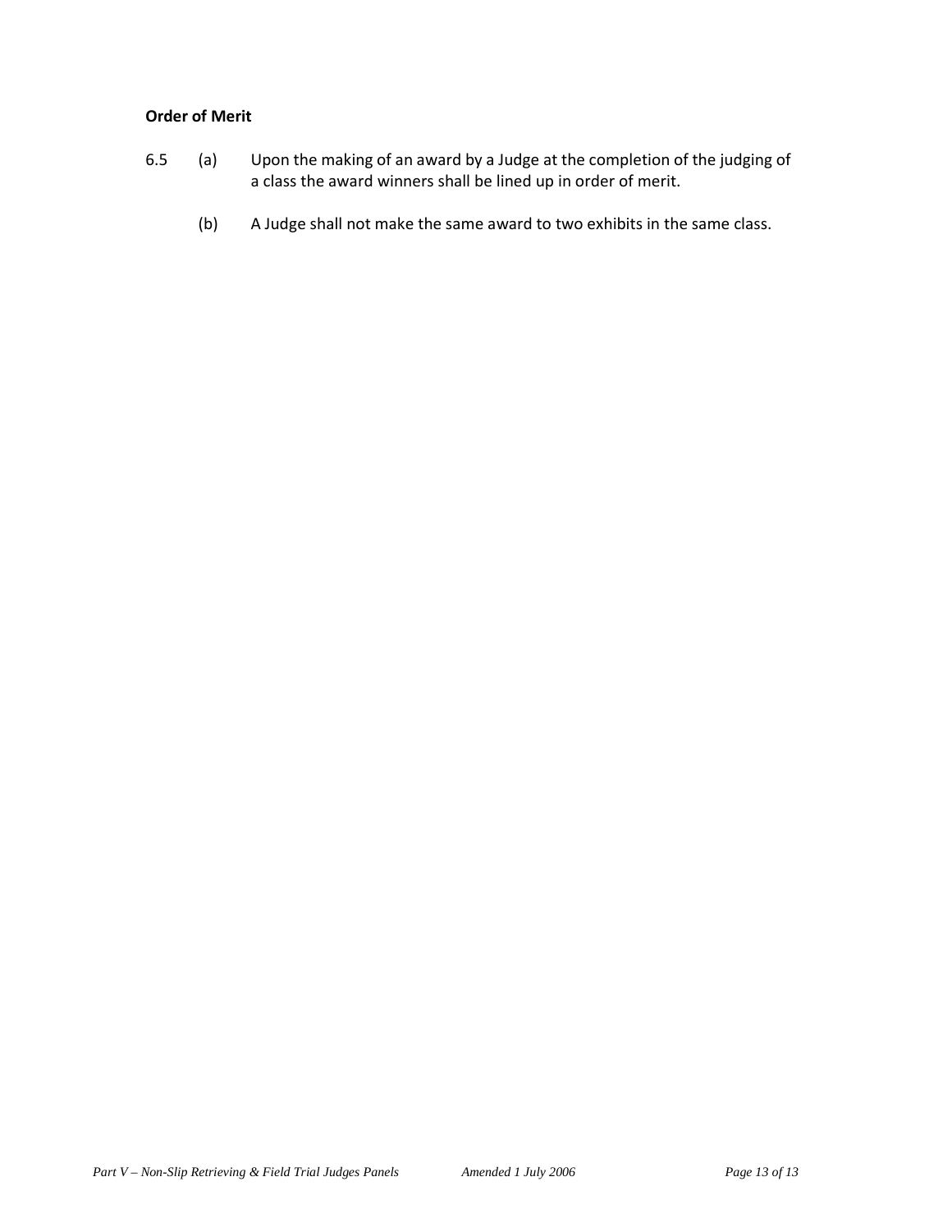**Order of Merit**

6.5 (a) Upon the making of an award by a Judge at the completion of the judging of a class the award winners shall be lined up in order of merit.

(b) A Judge shall not make the same award to two exhibits in the same class.